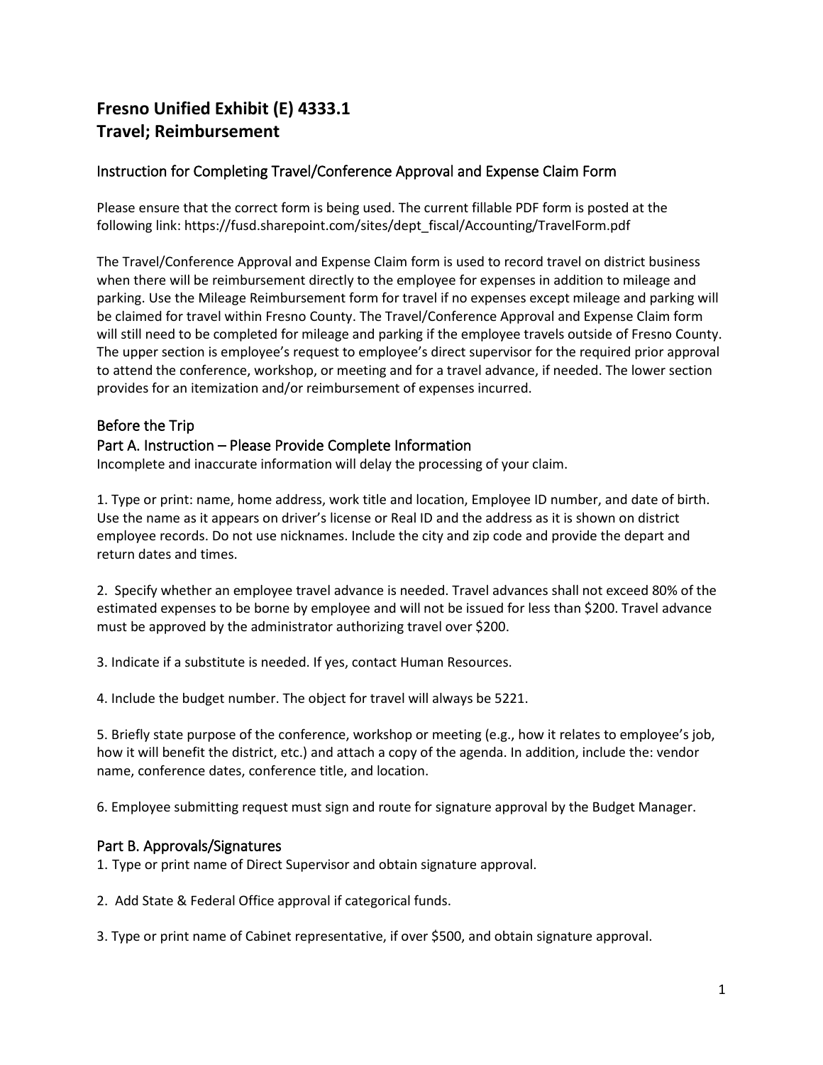# Fresno Unified Exhibit (E) 4333.1
# Travel; Reimbursement

## Instruction for Completing Travel/Conference Approval and Expense Claim Form

Please ensure that the correct form is being used. The current fillable PDF form is posted at the following link: https://fusd.sharepoint.com/sites/dept_fiscal/Accounting/TravelForm.pdf

The Travel/Conference Approval and Expense Claim form is used to record travel on district business when there will be reimbursement directly to the employee for expenses in addition to mileage and parking. Use the Mileage Reimbursement form for travel if no expenses except mileage and parking will be claimed for travel within Fresno County. The Travel/Conference Approval and Expense Claim form will still need to be completed for mileage and parking if the employee travels outside of Fresno County. The upper section is employee's request to employee's direct supervisor for the required prior approval to attend the conference, workshop, or meeting and for a travel advance, if needed. The lower section provides for an itemization and/or reimbursement of expenses incurred.

## Before the Trip

## Part A. Instruction – Please Provide Complete Information

Incomplete and inaccurate information will delay the processing of your claim.

1. Type or print: name, home address, work title and location, Employee ID number, and date of birth. Use the name as it appears on driver's license or Real ID and the address as it is shown on district employee records. Do not use nicknames. Include the city and zip code and provide the depart and return dates and times.

2. Specify whether an employee travel advance is needed. Travel advances shall not exceed 80% of the estimated expenses to be borne by employee and will not be issued for less than $200. Travel advance must be approved by the administrator authorizing travel over $200.

3. Indicate if a substitute is needed. If yes, contact Human Resources.

4. Include the budget number. The object for travel will always be 5221.

5. Briefly state purpose of the conference, workshop or meeting (e.g., how it relates to employee's job, how it will benefit the district, etc.) and attach a copy of the agenda. In addition, include the: vendor name, conference dates, conference title, and location.

6. Employee submitting request must sign and route for signature approval by the Budget Manager.

## Part B. Approvals/Signatures

1. Type or print name of Direct Supervisor and obtain signature approval.

2. Add State & Federal Office approval if categorical funds.

3. Type or print name of Cabinet representative, if over $500, and obtain signature approval.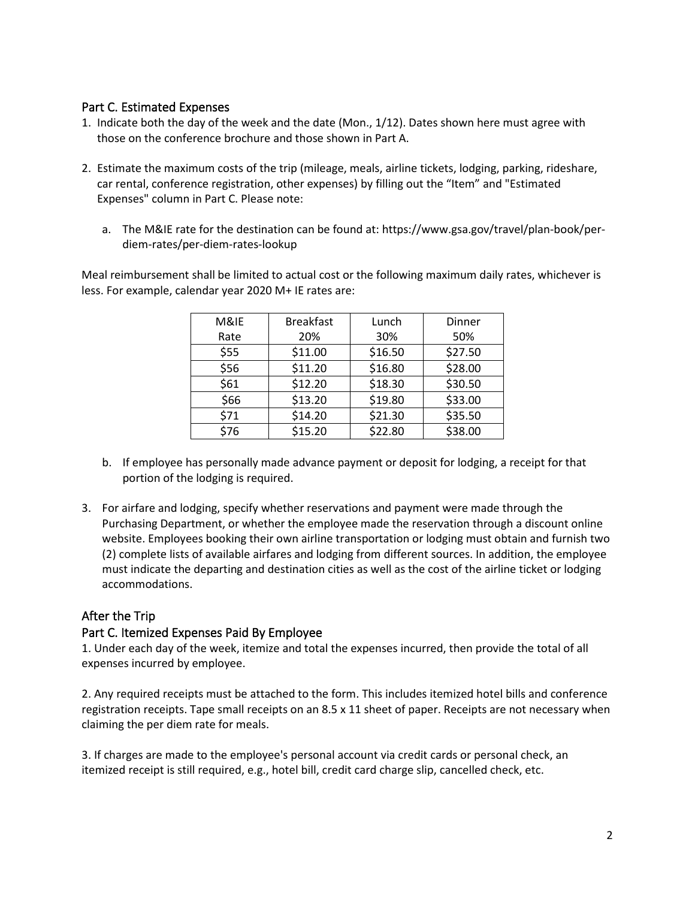## Part C. Estimated Expenses

1. Indicate both the day of the week and the date (Mon., 1/12). Dates shown here must agree with those on the conference brochure and those shown in Part A.

2. Estimate the maximum costs of the trip (mileage, meals, airline tickets, lodging, parking, rideshare, car rental, conference registration, other expenses) by filling out the "Item" and "Estimated Expenses" column in Part C. Please note:

   a. The M&IE rate for the destination can be found at: https://www.gsa.gov/travel/plan-book/per-diem-rates/per-diem-rates-lookup

Meal reimbursement shall be limited to actual cost or the following maximum daily rates, whichever is less. For example, calendar year 2020 M+ IE rates are:

| M&IE Rate | Breakfast 20% | Lunch 30% | Dinner 50% |
|---|---|---|---|
| $55 | $11.00 | $16.50 | $27.50 |
| $56 | $11.20 | $16.80 | $28.00 |
| $61 | $12.20 | $18.30 | $30.50 |
| $66 | $13.20 | $19.80 | $33.00 |
| $71 | $14.20 | $21.30 | $35.50 |
| $76 | $15.20 | $22.80 | $38.00 |

   b. If employee has personally made advance payment or deposit for lodging, a receipt for that portion of the lodging is required.

3. For airfare and lodging, specify whether reservations and payment were made through the Purchasing Department, or whether the employee made the reservation through a discount online website. Employees booking their own airline transportation or lodging must obtain and furnish two (2) complete lists of available airfares and lodging from different sources. In addition, the employee must indicate the departing and destination cities as well as the cost of the airline ticket or lodging accommodations.

## After the Trip

## Part C. Itemized Expenses Paid By Employee

1. Under each day of the week, itemize and total the expenses incurred, then provide the total of all expenses incurred by employee.

2. Any required receipts must be attached to the form. This includes itemized hotel bills and conference registration receipts. Tape small receipts on an 8.5 x 11 sheet of paper. Receipts are not necessary when claiming the per diem rate for meals.

3. If charges are made to the employee's personal account via credit cards or personal check, an itemized receipt is still required, e.g., hotel bill, credit card charge slip, cancelled check, etc.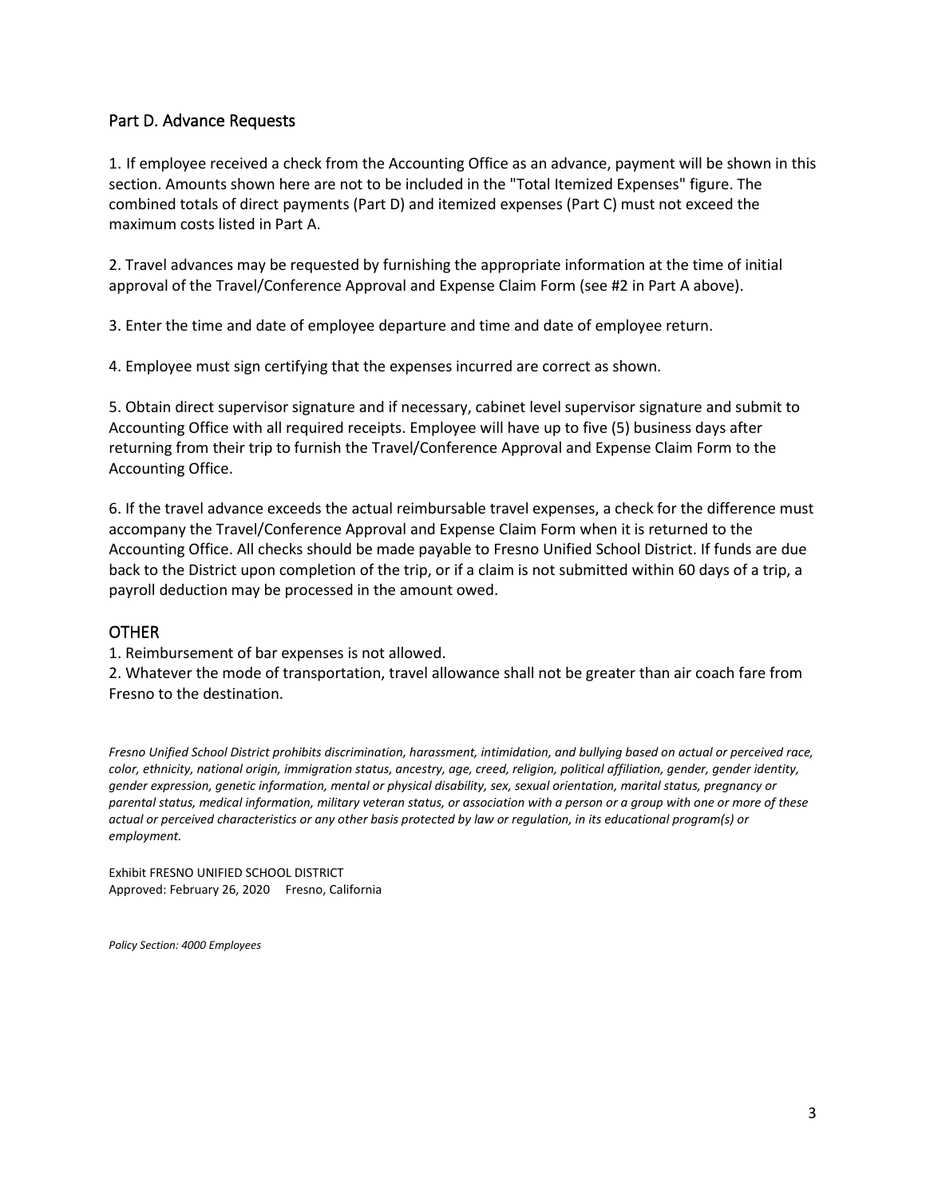## Part D. Advance Requests

1. If employee received a check from the Accounting Office as an advance, payment will be shown in this section. Amounts shown here are not to be included in the "Total Itemized Expenses" figure. The combined totals of direct payments (Part D) and itemized expenses (Part C) must not exceed the maximum costs listed in Part A.

2. Travel advances may be requested by furnishing the appropriate information at the time of initial approval of the Travel/Conference Approval and Expense Claim Form (see #2 in Part A above).

3. Enter the time and date of employee departure and time and date of employee return.

4. Employee must sign certifying that the expenses incurred are correct as shown.

5. Obtain direct supervisor signature and if necessary, cabinet level supervisor signature and submit to Accounting Office with all required receipts. Employee will have up to five (5) business days after returning from their trip to furnish the Travel/Conference Approval and Expense Claim Form to the Accounting Office.

6. If the travel advance exceeds the actual reimbursable travel expenses, a check for the difference must accompany the Travel/Conference Approval and Expense Claim Form when it is returned to the Accounting Office. All checks should be made payable to Fresno Unified School District. If funds are due back to the District upon completion of the trip, or if a claim is not submitted within 60 days of a trip, a payroll deduction may be processed in the amount owed.

## OTHER

1. Reimbursement of bar expenses is not allowed.
2. Whatever the mode of transportation, travel allowance shall not be greater than air coach fare from Fresno to the destination.

*Fresno Unified School District prohibits discrimination, harassment, intimidation, and bullying based on actual or perceived race, color, ethnicity, national origin, immigration status, ancestry, age, creed, religion, political affiliation, gender, gender identity, gender expression, genetic information, mental or physical disability, sex, sexual orientation, marital status, pregnancy or parental status, medical information, military veteran status, or association with a person or a group with one or more of these actual or perceived characteristics or any other basis protected by law or regulation, in its educational program(s) or employment.*

Exhibit FRESNO UNIFIED SCHOOL DISTRICT
Approved: February 26, 2020 Fresno, California

*Policy Section: 4000 Employees*